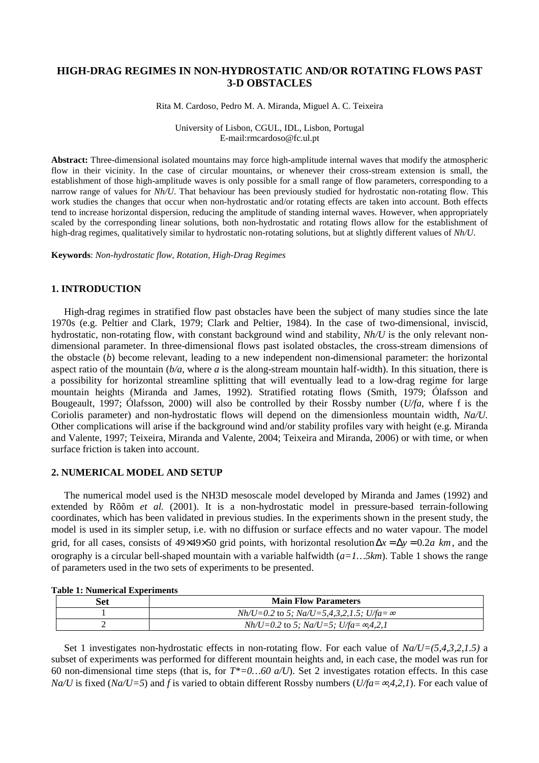# HIGH-DRAG REGIMES IN NON-HYDROSTATIC AND/OR ROTATING FLOWS PAST 3-D OBSTACLES

Rita M. Cardoso, Pedro M. A. Miranda, Miguel A. C. Teixeira

University of Lisbon, CGUL, IDL, Lisbon, Portugal
E-mail:rmcardoso@fc.ul.pt

**Abstract:** Three-dimensional isolated mountains may force high-amplitude internal waves that modify the atmospheric flow in their vicinity. In the case of circular mountains, or whenever their cross-stream extension is small, the establishment of those high-amplitude waves is only possible for a small range of flow parameters, corresponding to a narrow range of values for *Nh/U*. That behaviour has been previously studied for hydrostatic non-rotating flow. This work studies the changes that occur when non-hydrostatic and/or rotating effects are taken into account. Both effects tend to increase horizontal dispersion, reducing the amplitude of standing internal waves. However, when appropriately scaled by the corresponding linear solutions, both non-hydrostatic and rotating flows allow for the establishment of high-drag regimes, qualitatively similar to hydrostatic non-rotating solutions, but at slightly different values of *Nh/U*.

**Keywords**: *Non-hydrostatic flow, Rotation, High-Drag Regimes*

## 1. INTRODUCTION

High-drag regimes in stratified flow past obstacles have been the subject of many studies since the late 1970s (e.g. Peltier and Clark, 1979; Clark and Peltier, 1984). In the case of two-dimensional, inviscid, hydrostatic, non-rotating flow, with constant background wind and stability, *Nh/U* is the only relevant non-dimensional parameter. In three-dimensional flows past isolated obstacles, the cross-stream dimensions of the obstacle (*b*) become relevant, leading to a new independent non-dimensional parameter: the horizontal aspect ratio of the mountain (*b/a*, where *a* is the along-stream mountain half-width). In this situation, there is a possibility for horizontal streamline splitting that will eventually lead to a low-drag regime for large mountain heights (Miranda and James, 1992). Stratified rotating flows (Smith, 1979; Ólafsson and Bougeault, 1997; Ólafsson, 2000) will also be controlled by their Rossby number (*U/fa*, where f is the Coriolis parameter) and non-hydrostatic flows will depend on the dimensionless mountain width, *Na/U*. Other complications will arise if the background wind and/or stability profiles vary with height (e.g. Miranda and Valente, 1997; Teixeira, Miranda and Valente, 2004; Teixeira and Miranda, 2006) or with time, or when surface friction is taken into account.

## 2. NUMERICAL MODEL AND SETUP

The numerical model used is the NH3D mesoscale model developed by Miranda and James (1992) and extended by Rõõm *et al.* (2001). It is a non-hydrostatic model in pressure-based terrain-following coordinates, which has been validated in previous studies. In the experiments shown in the present study, the model is used in its simpler setup, i.e. with no diffusion or surface effects and no water vapour. The model grid, for all cases, consists of 49×49×50 grid points, with horizontal resolution $\Delta x = \Delta y = 0.2a\ km$, and the orography is a circular bell-shaped mountain with a variable halfwidth (*a=1…5km*). Table 1 shows the range of parameters used in the two sets of experiments to be presented.

**Table 1: Numerical Experiments**

| Set | Main Flow Parameters |
|---|---|
| 1 | *Nh/U=0.2* to *5; Na/U=5,4,3,2,1.5; U/fa=* $\infty$ |
| 2 | *Nh/U=0.2* to *5; Na/U=5; U/fa=* $\infty$*,4,2,1* |

Set 1 investigates non-hydrostatic effects in non-rotating flow. For each value of *Na/U=(5,4,3,2,1.5)* a subset of experiments was performed for different mountain heights and, in each case, the model was run for 60 non-dimensional time steps (that is, for *T\*=0…60 a/U*). Set 2 investigates rotation effects. In this case *Na/U* is fixed (*Na/U=5*) and *f* is varied to obtain different Rossby numbers (*U/fa=* $\infty$*,4,2,1*). For each value of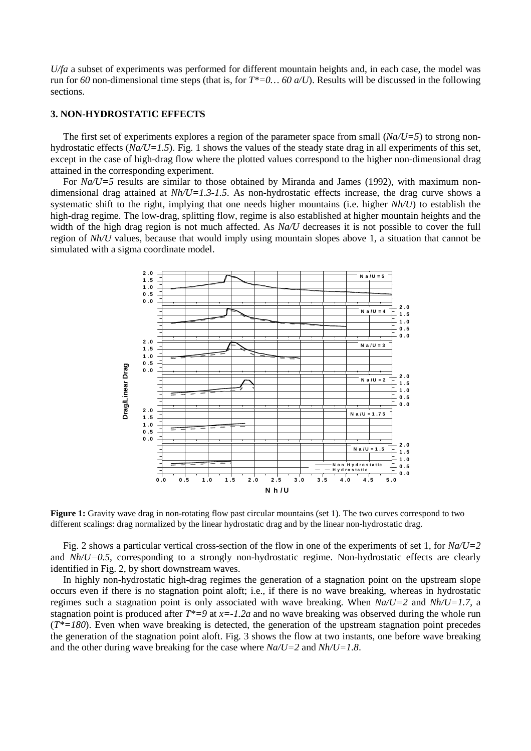$U/fa$ a subset of experiments was performed for different mountain heights and, in each case, the model was run for *60* non-dimensional time steps (that is, for $T^*=0\ldots 60\ a/U$). Results will be discussed in the following sections.

## 3. NON-HYDROSTATIC EFFECTS

The first set of experiments explores a region of the parameter space from small ($Na/U=5$) to strong non-hydrostatic effects ($Na/U=1.5$). Fig. 1 shows the values of the steady state drag in all experiments of this set, except in the case of high-drag flow where the plotted values correspond to the higher non-dimensional drag attained in the corresponding experiment.

For $Na/U=5$ results are similar to those obtained by Miranda and James (1992), with maximum non-dimensional drag attained at $Nh/U=1.3\text{-}1.5$. As non-hydrostatic effects increase, the drag curve shows a systematic shift to the right, implying that one needs higher mountains (i.e. higher $Nh/U$) to establish the high-drag regime. The low-drag, splitting flow, regime is also established at higher mountain heights and the width of the high drag region is not much affected. As $Na/U$ decreases it is not possible to cover the full region of $Nh/U$ values, because that would imply using mountain slopes above 1, a situation that cannot be simulated with a sigma coordinate model.

**Figure 1:** Gravity wave drag in non-rotating flow past circular mountains (set 1). The two curves correspond to two different scalings: drag normalized by the linear hydrostatic drag and by the linear non-hydrostatic drag.

Fig. 2 shows a particular vertical cross-section of the flow in one of the experiments of set 1, for $Na/U=2$ and $Nh/U=0.5$, corresponding to a strongly non-hydrostatic regime. Non-hydrostatic effects are clearly identified in Fig. 2, by short downstream waves.

In highly non-hydrostatic high-drag regimes the generation of a stagnation point on the upstream slope occurs even if there is no stagnation point aloft; i.e., if there is no wave breaking, whereas in hydrostatic regimes such a stagnation point is only associated with wave breaking. When $Na/U=2$ and $Nh/U=1.7$, a stagnation point is produced after $T^*=9$ at $x=-1.2a$ and no wave breaking was observed during the whole run ($T^*=180$). Even when wave breaking is detected, the generation of the upstream stagnation point precedes the generation of the stagnation point aloft. Fig. 3 shows the flow at two instants, one before wave breaking and the other during wave breaking for the case where $Na/U=2$ and $Nh/U=1.8$.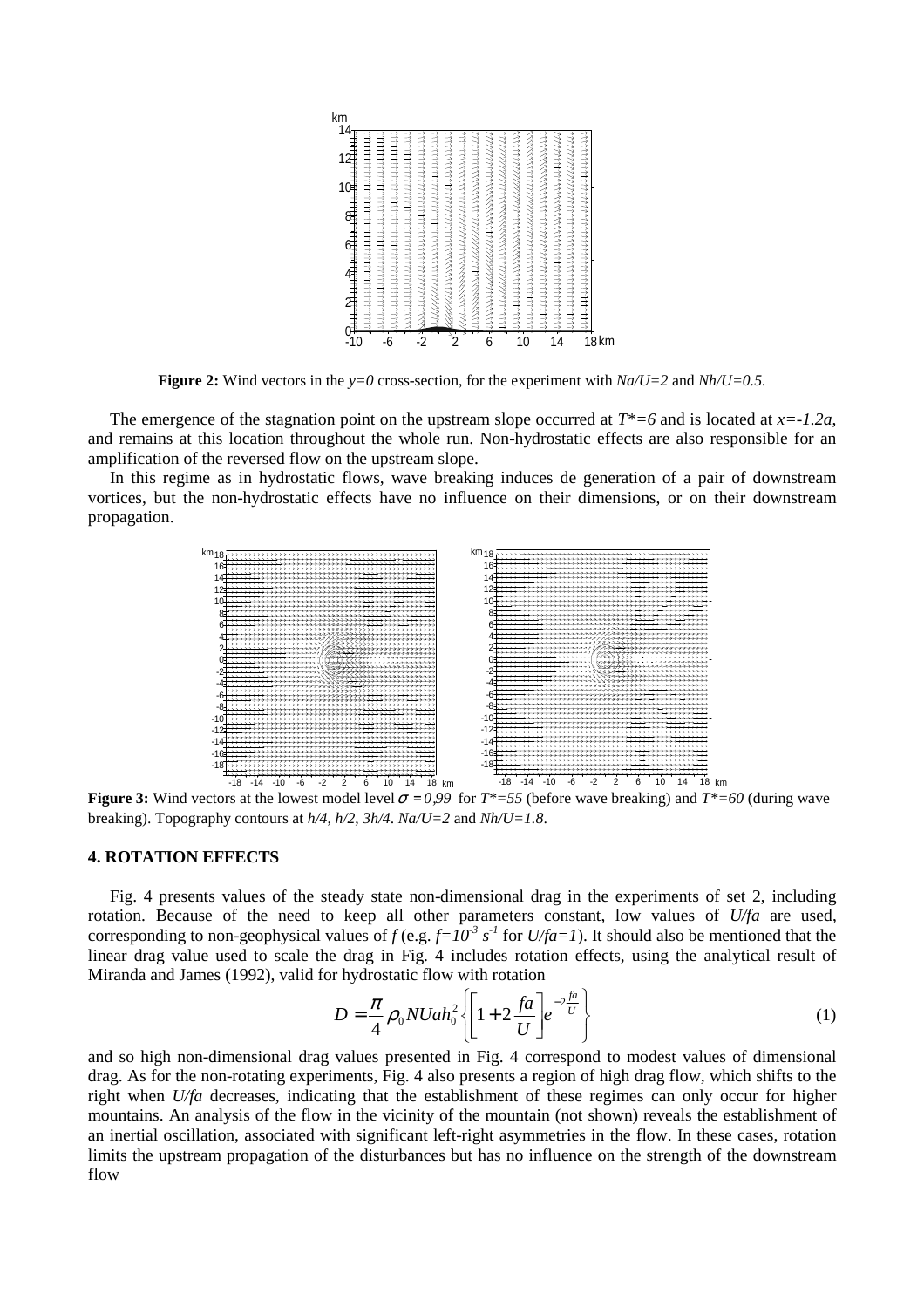**Figure 2:** Wind vectors in the $y=0$ cross-section, for the experiment with $Na/U=2$ and $Nh/U=0.5$.

The emergence of the stagnation point on the upstream slope occurred at $T^*=6$ and is located at $x=-1.2a$, and remains at this location throughout the whole run. Non-hydrostatic effects are also responsible for an amplification of the reversed flow on the upstream slope.

In this regime as in hydrostatic flows, wave breaking induces de generation of a pair of downstream vortices, but the non-hydrostatic effects have no influence on their dimensions, or on their downstream propagation.

**Figure 3:** Wind vectors at the lowest model level $\sigma = 0{,}99$ for $T^*=55$ (before wave breaking) and $T^*=60$ (during wave breaking). Topography contours at $h/4$, $h/2$, $3h/4$. $Na/U=2$ and $Nh/U=1.8$.

## 4. ROTATION EFFECTS

Fig. 4 presents values of the steady state non-dimensional drag in the experiments of set 2, including rotation. Because of the need to keep all other parameters constant, low values of $U/fa$ are used, corresponding to non-geophysical values of $f$ (e.g. $f=10^{-3}\ s^{-1}$ for $U/fa=1$). It should also be mentioned that the linear drag value used to scale the drag in Fig. 4 includes rotation effects, using the analytical result of Miranda and James (1992), valid for hydrostatic flow with rotation

$$D = \frac{\pi}{4}\rho_0 N U a h_0^2 \left\{ \left[ 1 + 2\frac{fa}{U} \right] e^{-2\frac{fa}{U}} \right\} \tag{1}$$

and so high non-dimensional drag values presented in Fig. 4 correspond to modest values of dimensional drag. As for the non-rotating experiments, Fig. 4 also presents a region of high drag flow, which shifts to the right when $U/fa$ decreases, indicating that the establishment of these regimes can only occur for higher mountains. An analysis of the flow in the vicinity of the mountain (not shown) reveals the establishment of an inertial oscillation, associated with significant left-right asymmetries in the flow. In these cases, rotation limits the upstream propagation of the disturbances but has no influence on the strength of the downstream flow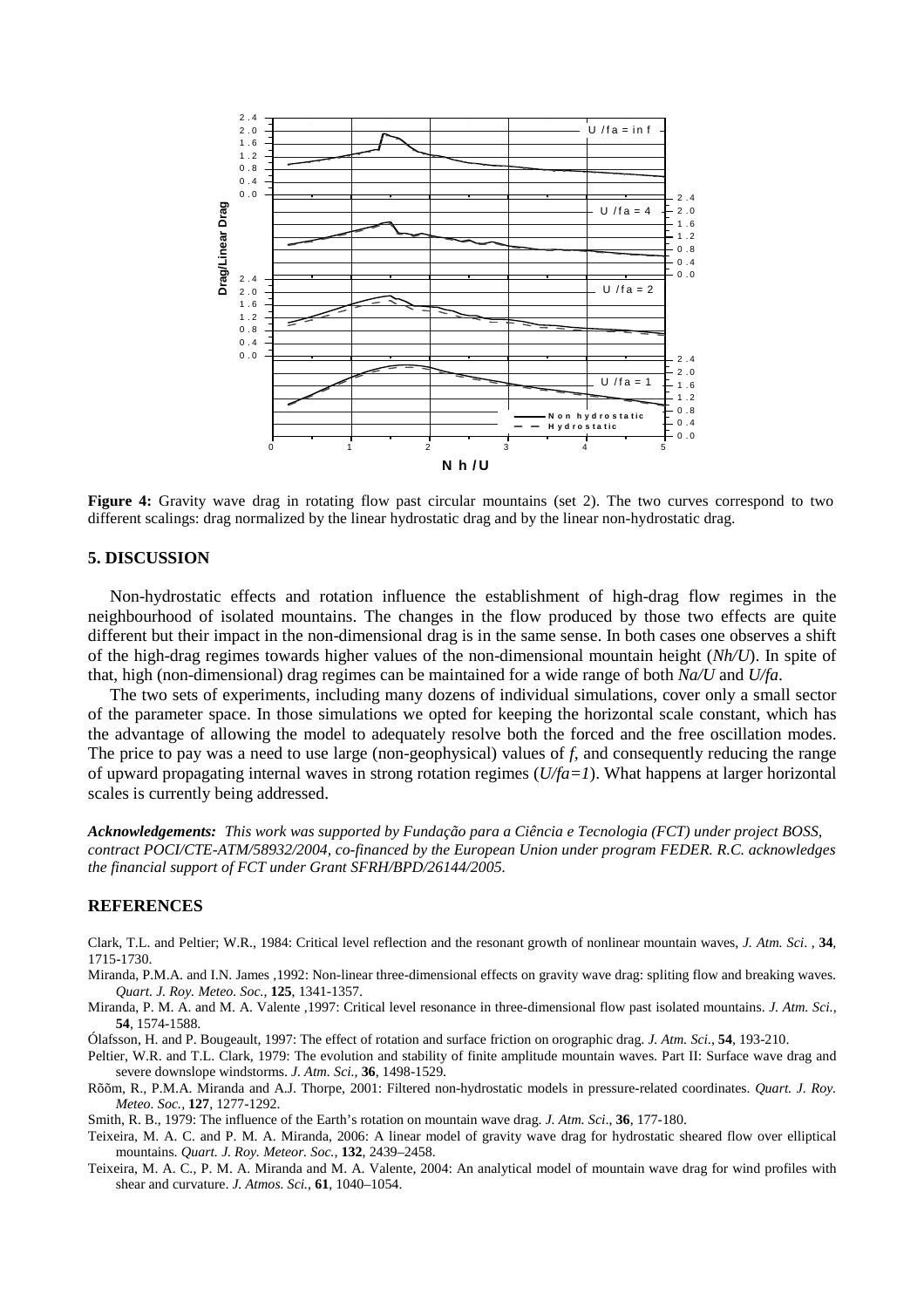2.4
2.0
1.6
1.2
0.8
0.4
0.0

U /fa = inf

2.4
2.0
1.6
1.2
0.8
0.4
0.0

U /fa = 4

2.4
2.0
1.6
1.2
0.8
0.4
0.0

U /fa = 2

2.4
2.0
1.6
1.2
0.8
0.4
0.0

U /fa = 1

Non hydrostatic
Hydrostatic

Drag/Linear Drag

0 1 2 3 4 5

N h /U

**Figure 4:** Gravity wave drag in rotating flow past circular mountains (set 2). The two curves correspond to two different scalings: drag normalized by the linear hydrostatic drag and by the linear non-hydrostatic drag.

## 5. DISCUSSION

Non-hydrostatic effects and rotation influence the establishment of high-drag flow regimes in the neighbourhood of isolated mountains. The changes in the flow produced by those two effects are quite different but their impact in the non-dimensional drag is in the same sense. In both cases one observes a shift of the high-drag regimes towards higher values of the non-dimensional mountain height (*Nh/U*). In spite of that, high (non-dimensional) drag regimes can be maintained for a wide range of both *Na/U* and *U/fa*.

The two sets of experiments, including many dozens of individual simulations, cover only a small sector of the parameter space. In those simulations we opted for keeping the horizontal scale constant, which has the advantage of allowing the model to adequately resolve both the forced and the free oscillation modes. The price to pay was a need to use large (non-geophysical) values of *f*, and consequently reducing the range of upward propagating internal waves in strong rotation regimes (*U/fa=1*). What happens at larger horizontal scales is currently being addressed.

***Acknowledgements:*** *This work was supported by Fundação para a Ciência e Tecnologia (FCT) under project BOSS, contract POCI/CTE-ATM/58932/2004, co-financed by the European Union under program FEDER. R.C. acknowledges the financial support of FCT under Grant SFRH/BPD/26144/2005.*

## REFERENCES

Clark, T.L. and Peltier; W.R., 1984: Critical level reflection and the resonant growth of nonlinear mountain waves, *J. Atm. Sci.* , **34**, 1715-1730.

Miranda, P.M.A. and I.N. James ,1992: Non-linear three-dimensional effects on gravity wave drag: spliting flow and breaking waves. *Quart. J. Roy. Meteo. Soc.,* **125**, 1341-1357.

Miranda, P. M. A. and M. A. Valente ,1997: Critical level resonance in three-dimensional flow past isolated mountains. *J. Atm. Sci.,* **54**, 1574-1588.

Ólafsson, H. and P. Bougeault, 1997: The effect of rotation and surface friction on orographic drag. *J. Atm. Sci.,* **54**, 193-210.

Peltier, W.R. and T.L. Clark, 1979: The evolution and stability of finite amplitude mountain waves. Part II: Surface wave drag and severe downslope windstorms. *J. Atm. Sci.,* **36**, 1498-1529.

Rõõm, R., P.M.A. Miranda and A.J. Thorpe, 2001: Filtered non-hydrostatic models in pressure-related coordinates. *Quart. J. Roy. Meteo. Soc.,* **127**, 1277-1292.

Smith, R. B., 1979: The influence of the Earth's rotation on mountain wave drag. *J. Atm. Sci.,* **36**, 177-180.

Teixeira, M. A. C. and P. M. A. Miranda, 2006: A linear model of gravity wave drag for hydrostatic sheared flow over elliptical mountains. *Quart. J. Roy. Meteor. Soc.,* **132**, 2439–2458.

Teixeira, M. A. C., P. M. A. Miranda and M. A. Valente, 2004: An analytical model of mountain wave drag for wind profiles with shear and curvature. *J. Atmos. Sci.*, **61**, 1040–1054.